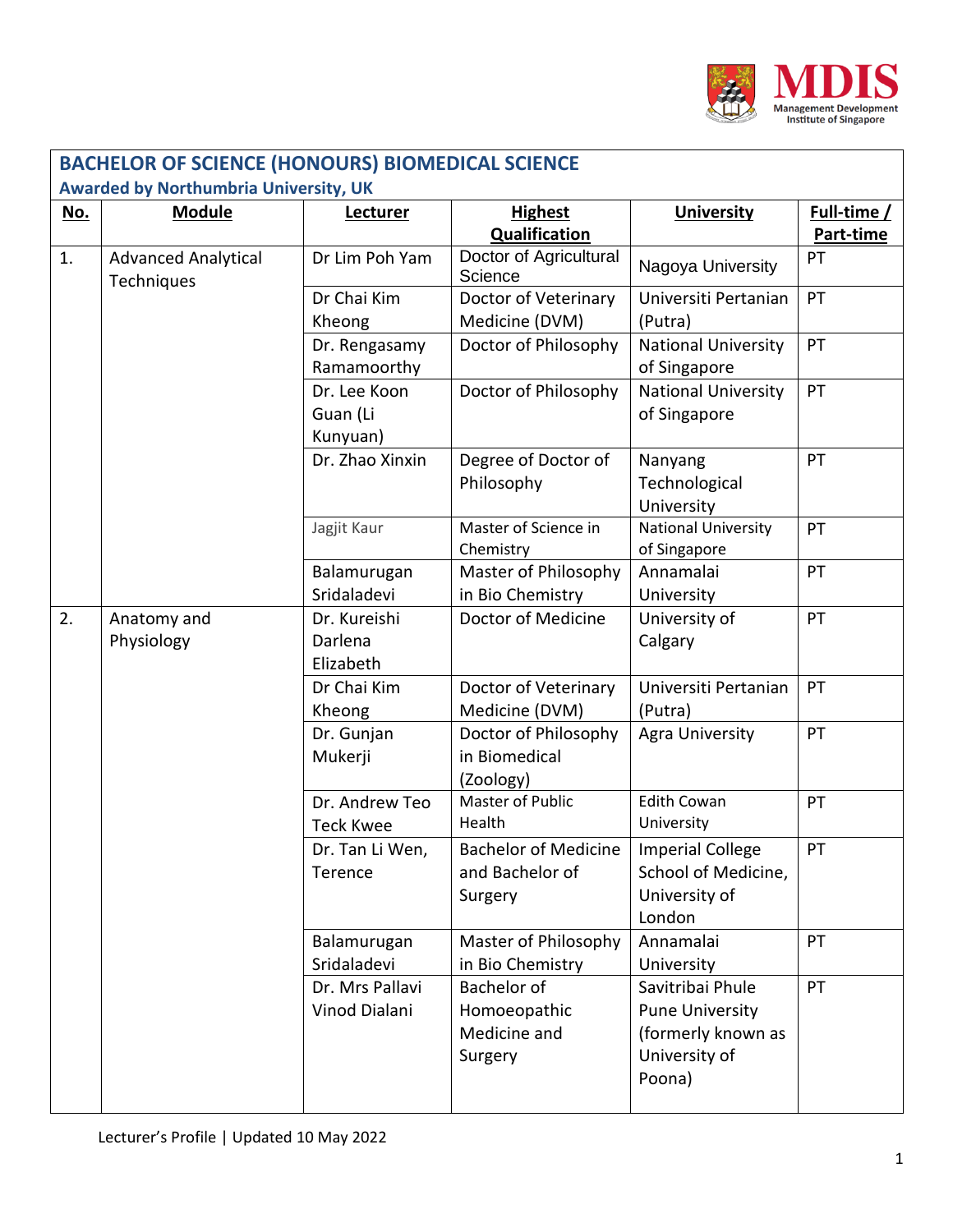## BACHELOR OF SCIENCE (HONOURS) BIOMEDICAL SCIENCE

**Awarded by Northumbria University, UK**

| No. | Module | Lecturer | Highest Qualification | University | Full-time / Part-time |
|---|---|---|---|---|---|
| 1. | Advanced Analytical Techniques | Dr Lim Poh Yam | Doctor of Agricultural Science | Nagoya University | PT |
| | | Dr Chai Kim Kheong | Doctor of Veterinary Medicine (DVM) | Universiti Pertanian (Putra) | PT |
| | | Dr. Rengasamy Ramamoorthy | Doctor of Philosophy | National University of Singapore | PT |
| | | Dr. Lee Koon Guan (Li Kunyuan) | Doctor of Philosophy | National University of Singapore | PT |
| | | Dr. Zhao Xinxin | Degree of Doctor of Philosophy | Nanyang Technological University | PT |
| | | Jagjit Kaur | Master of Science in Chemistry | National University of Singapore | PT |
| | | Balamurugan Sridaladevi | Master of Philosophy in Bio Chemistry | Annamalai University | PT |
| 2. | Anatomy and Physiology | Dr. Kureishi Darlena Elizabeth | Doctor of Medicine | University of Calgary | PT |
| | | Dr Chai Kim Kheong | Doctor of Veterinary Medicine (DVM) | Universiti Pertanian (Putra) | PT |
| | | Dr. Gunjan Mukerji | Doctor of Philosophy in Biomedical (Zoology) | Agra University | PT |
| | | Dr. Andrew Teo Teck Kwee | Master of Public Health | Edith Cowan University | PT |
| | | Dr. Tan Li Wen, Terence | Bachelor of Medicine and Bachelor of Surgery | Imperial College School of Medicine, University of London | PT |
| | | Balamurugan Sridaladevi | Master of Philosophy in Bio Chemistry | Annamalai University | PT |
| | | Dr. Mrs Pallavi Vinod Dialani | Bachelor of Homoeopathic Medicine and Surgery | Savitribai Phule Pune University (formerly known as University of Poona) | PT |

Lecturer's Profile | Updated 10 May 2022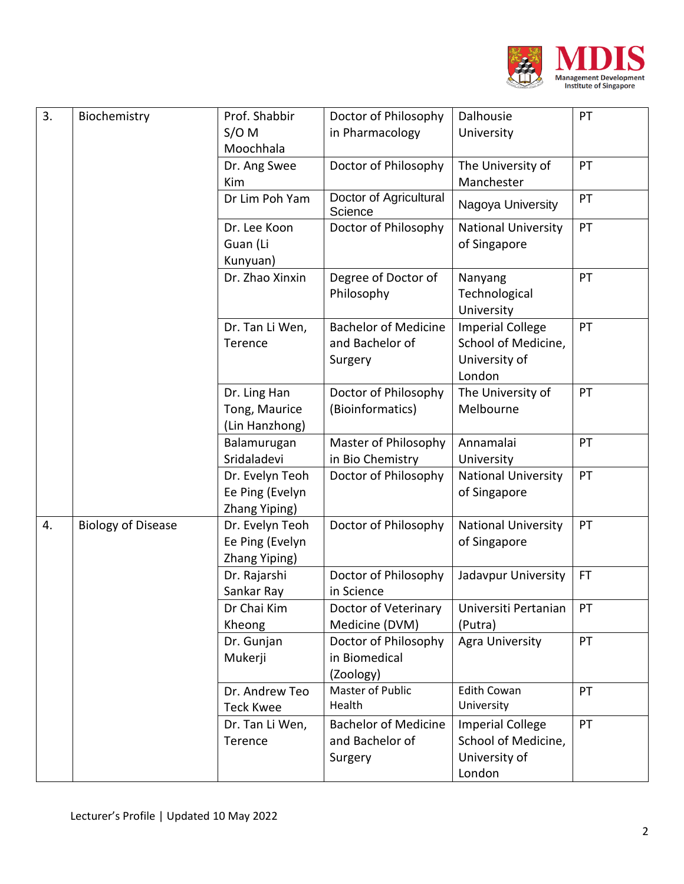| 3. | Biochemistry | Prof. Shabbir S/O M Moochhala | Doctor of Philosophy in Pharmacology | Dalhousie University | PT |
|---|---|---|---|---|---|
| | | Dr. Ang Swee Kim | Doctor of Philosophy | The University of Manchester | PT |
| | | Dr Lim Poh Yam | Doctor of Agricultural Science | Nagoya University | PT |
| | | Dr. Lee Koon Guan (Li Kunyuan) | Doctor of Philosophy | National University of Singapore | PT |
| | | Dr. Zhao Xinxin | Degree of Doctor of Philosophy | Nanyang Technological University | PT |
| | | Dr. Tan Li Wen, Terence | Bachelor of Medicine and Bachelor of Surgery | Imperial College School of Medicine, University of London | PT |
| | | Dr. Ling Han Tong, Maurice (Lin Hanzhong) | Doctor of Philosophy (Bioinformatics) | The University of Melbourne | PT |
| | | Balamurugan Sridaladevi | Master of Philosophy in Bio Chemistry | Annamalai University | PT |
| | | Dr. Evelyn Teoh Ee Ping (Evelyn Zhang Yiping) | Doctor of Philosophy | National University of Singapore | PT |
| 4. | Biology of Disease | Dr. Evelyn Teoh Ee Ping (Evelyn Zhang Yiping) | Doctor of Philosophy | National University of Singapore | PT |
| | | Dr. Rajarshi Sankar Ray | Doctor of Philosophy in Science | Jadavpur University | FT |
| | | Dr Chai Kim Kheong | Doctor of Veterinary Medicine (DVM) | Universiti Pertanian (Putra) | PT |
| | | Dr. Gunjan Mukerji | Doctor of Philosophy in Biomedical (Zoology) | Agra University | PT |
| | | Dr. Andrew Teo Teck Kwee | Master of Public Health | Edith Cowan University | PT |
| | | Dr. Tan Li Wen, Terence | Bachelor of Medicine and Bachelor of Surgery | Imperial College School of Medicine, University of London | PT |

Lecturer's Profile | Updated 10 May 2022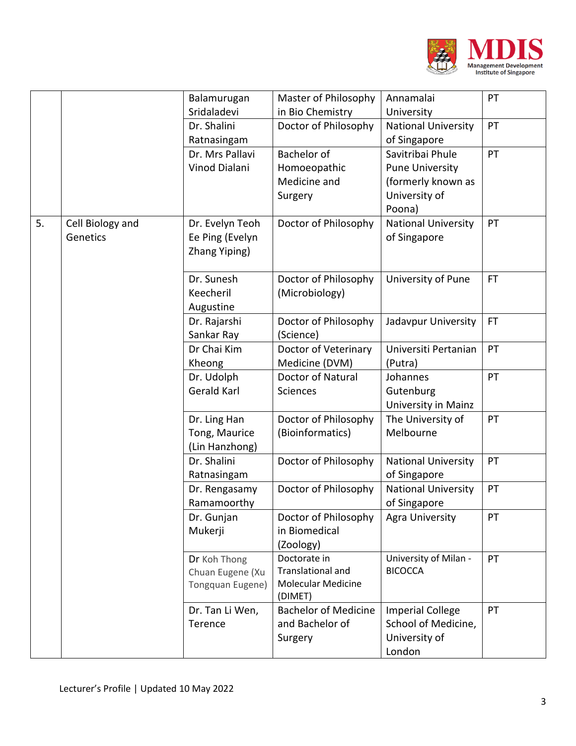| | | | | | |
|---|---|---|---|---|---|
| | | Balamurugan Sridaladevi | Master of Philosophy in Bio Chemistry | Annamalai University | PT |
| | | Dr. Shalini Ratnasingam | Doctor of Philosophy | National University of Singapore | PT |
| | | Dr. Mrs Pallavi Vinod Dialani | Bachelor of Homoeopathic Medicine and Surgery | Savitribai Phule Pune University (formerly known as University of Poona) | PT |
| 5. | Cell Biology and Genetics | Dr. Evelyn Teoh Ee Ping (Evelyn Zhang Yiping) | Doctor of Philosophy | National University of Singapore | PT |
| | | Dr. Sunesh Keecheril Augustine | Doctor of Philosophy (Microbiology) | University of Pune | FT |
| | | Dr. Rajarshi Sankar Ray | Doctor of Philosophy (Science) | Jadavpur University | FT |
| | | Dr Chai Kim Kheong | Doctor of Veterinary Medicine (DVM) | Universiti Pertanian (Putra) | PT |
| | | Dr. Udolph Gerald Karl | Doctor of Natural Sciences | Johannes Gutenburg University in Mainz | PT |
| | | Dr. Ling Han Tong, Maurice (Lin Hanzhong) | Doctor of Philosophy (Bioinformatics) | The University of Melbourne | PT |
| | | Dr. Shalini Ratnasingam | Doctor of Philosophy | National University of Singapore | PT |
| | | Dr. Rengasamy Ramamoorthy | Doctor of Philosophy | National University of Singapore | PT |
| | | Dr. Gunjan Mukerji | Doctor of Philosophy in Biomedical (Zoology) | Agra University | PT |
| | | Dr Koh Thong Chuan Eugene (Xu Tongquan Eugene) | Doctorate in Translational and Molecular Medicine (DIMET) | University of Milan - BICOCCA | PT |
| | | Dr. Tan Li Wen, Terence | Bachelor of Medicine and Bachelor of Surgery | Imperial College School of Medicine, University of London | PT |

Lecturer's Profile | Updated 10 May 2022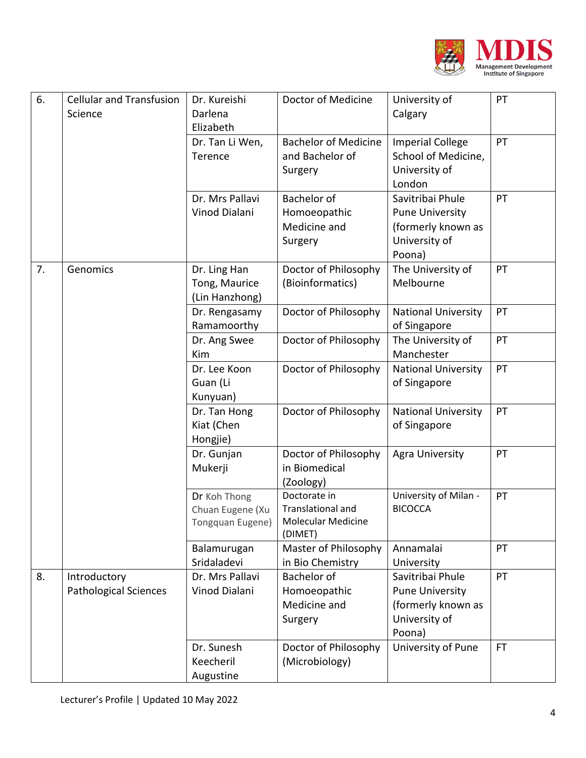| 6. | Cellular and Transfusion Science | Dr. Kureishi Darlena Elizabeth | Doctor of Medicine | University of Calgary | PT |
|---|---|---|---|---|---|
| | | Dr. Tan Li Wen, Terence | Bachelor of Medicine and Bachelor of Surgery | Imperial College School of Medicine, University of London | PT |
| | | Dr. Mrs Pallavi Vinod Dialani | Bachelor of Homoeopathic Medicine and Surgery | Savitribai Phule Pune University (formerly known as University of Poona) | PT |
| 7. | Genomics | Dr. Ling Han Tong, Maurice (Lin Hanzhong) | Doctor of Philosophy (Bioinformatics) | The University of Melbourne | PT |
| | | Dr. Rengasamy Ramamoorthy | Doctor of Philosophy | National University of Singapore | PT |
| | | Dr. Ang Swee Kim | Doctor of Philosophy | The University of Manchester | PT |
| | | Dr. Lee Koon Guan (Li Kunyuan) | Doctor of Philosophy | National University of Singapore | PT |
| | | Dr. Tan Hong Kiat (Chen Hongjie) | Doctor of Philosophy | National University of Singapore | PT |
| | | Dr. Gunjan Mukerji | Doctor of Philosophy in Biomedical (Zoology) | Agra University | PT |
| | | Dr Koh Thong Chuan Eugene (Xu Tongquan Eugene) | Doctorate in Translational and Molecular Medicine (DIMET) | University of Milan - BICOCCA | PT |
| | | Balamurugan Sridaladevi | Master of Philosophy in Bio Chemistry | Annamalai University | PT |
| 8. | Introductory Pathological Sciences | Dr. Mrs Pallavi Vinod Dialani | Bachelor of Homoeopathic Medicine and Surgery | Savitribai Phule Pune University (formerly known as University of Poona) | PT |
| | | Dr. Sunesh Keecheril Augustine | Doctor of Philosophy (Microbiology) | University of Pune | FT |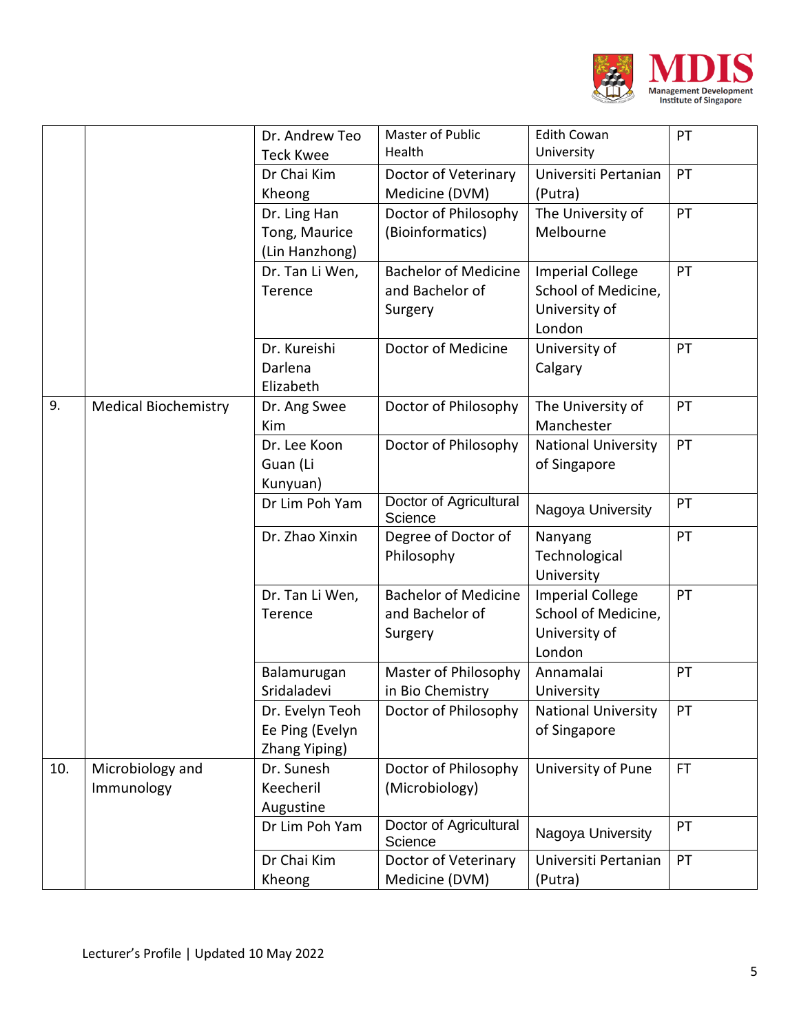| | | | | | |
|---|---|---|---|---|---|
| | | Dr. Andrew Teo Teck Kwee | Master of Public Health | Edith Cowan University | PT |
| | | Dr Chai Kim Kheong | Doctor of Veterinary Medicine (DVM) | Universiti Pertanian (Putra) | PT |
| | | Dr. Ling Han Tong, Maurice (Lin Hanzhong) | Doctor of Philosophy (Bioinformatics) | The University of Melbourne | PT |
| | | Dr. Tan Li Wen, Terence | Bachelor of Medicine and Bachelor of Surgery | Imperial College School of Medicine, University of London | PT |
| | | Dr. Kureishi Darlena Elizabeth | Doctor of Medicine | University of Calgary | PT |
| 9. | Medical Biochemistry | Dr. Ang Swee Kim | Doctor of Philosophy | The University of Manchester | PT |
| | | Dr. Lee Koon Guan (Li Kunyuan) | Doctor of Philosophy | National University of Singapore | PT |
| | | Dr Lim Poh Yam | Doctor of Agricultural Science | Nagoya University | PT |
| | | Dr. Zhao Xinxin | Degree of Doctor of Philosophy | Nanyang Technological University | PT |
| | | Dr. Tan Li Wen, Terence | Bachelor of Medicine and Bachelor of Surgery | Imperial College School of Medicine, University of London | PT |
| | | Balamurugan Sridaladevi | Master of Philosophy in Bio Chemistry | Annamalai University | PT |
| | | Dr. Evelyn Teoh Ee Ping (Evelyn Zhang Yiping) | Doctor of Philosophy | National University of Singapore | PT |
| 10. | Microbiology and Immunology | Dr. Sunesh Keecheril Augustine | Doctor of Philosophy (Microbiology) | University of Pune | FT |
| | | Dr Lim Poh Yam | Doctor of Agricultural Science | Nagoya University | PT |
| | | Dr Chai Kim Kheong | Doctor of Veterinary Medicine (DVM) | Universiti Pertanian (Putra) | PT |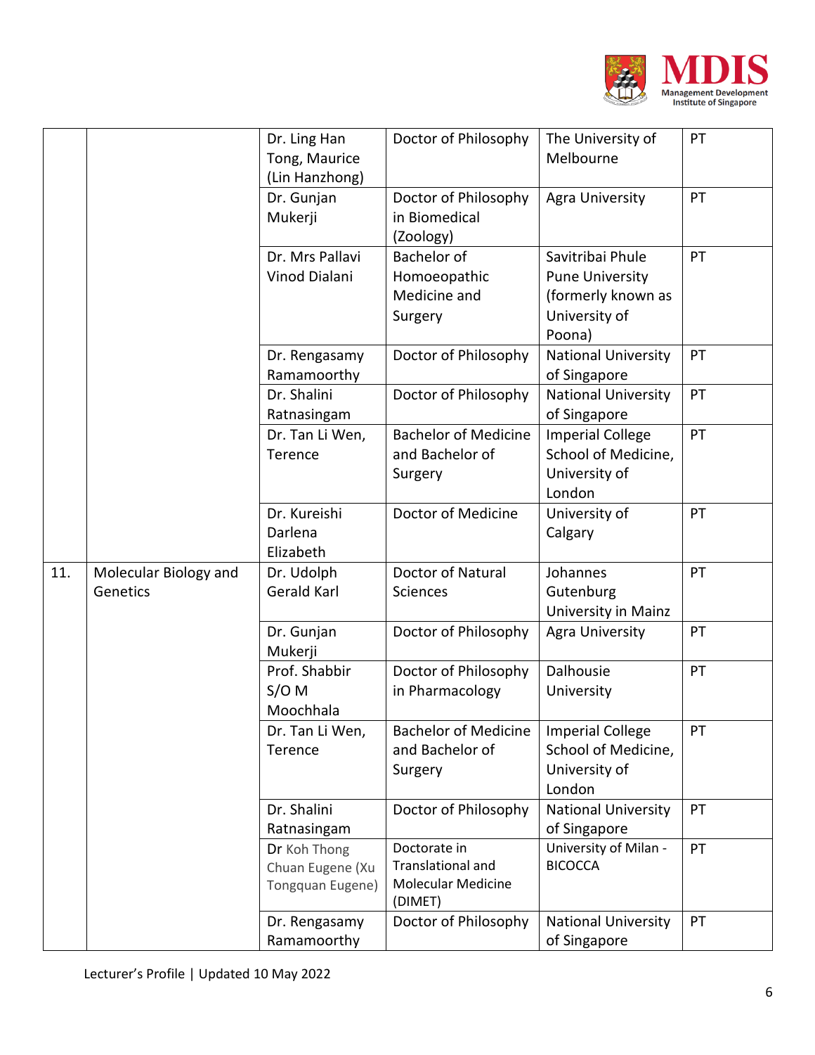| | | | | | |
|---|---|---|---|---|---|
| | | Dr. Ling Han Tong, Maurice (Lin Hanzhong) | Doctor of Philosophy | The University of Melbourne | PT |
| | | Dr. Gunjan Mukerji | Doctor of Philosophy in Biomedical (Zoology) | Agra University | PT |
| | | Dr. Mrs Pallavi Vinod Dialani | Bachelor of Homoeopathic Medicine and Surgery | Savitribai Phule Pune University (formerly known as University of Poona) | PT |
| | | Dr. Rengasamy Ramamoorthy | Doctor of Philosophy | National University of Singapore | PT |
| | | Dr. Shalini Ratnasingam | Doctor of Philosophy | National University of Singapore | PT |
| | | Dr. Tan Li Wen, Terence | Bachelor of Medicine and Bachelor of Surgery | Imperial College School of Medicine, University of London | PT |
| | | Dr. Kureishi Darlena Elizabeth | Doctor of Medicine | University of Calgary | PT |
| 11. | Molecular Biology and Genetics | Dr. Udolph Gerald Karl | Doctor of Natural Sciences | Johannes Gutenburg University in Mainz | PT |
| | | Dr. Gunjan Mukerji | Doctor of Philosophy | Agra University | PT |
| | | Prof. Shabbir S/O M Moochhala | Doctor of Philosophy in Pharmacology | Dalhousie University | PT |
| | | Dr. Tan Li Wen, Terence | Bachelor of Medicine and Bachelor of Surgery | Imperial College School of Medicine, University of London | PT |
| | | Dr. Shalini Ratnasingam | Doctor of Philosophy | National University of Singapore | PT |
| | | Dr Koh Thong Chuan Eugene (Xu Tongquan Eugene) | Doctorate in Translational and Molecular Medicine (DIMET) | University of Milan - BICOCCA | PT |
| | | Dr. Rengasamy Ramamoorthy | Doctor of Philosophy | National University of Singapore | PT |

Lecturer's Profile | Updated 10 May 2022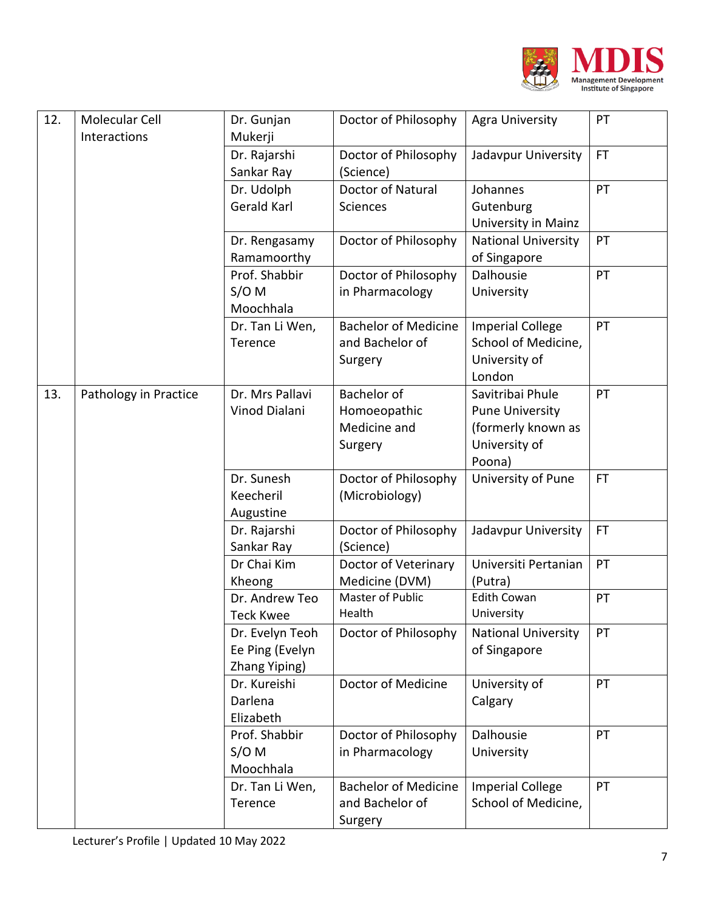| 12. | Molecular Cell Interactions | Dr. Gunjan Mukerji | Doctor of Philosophy | Agra University | PT |
|---|---|---|---|---|---|
| | | Dr. Rajarshi Sankar Ray | Doctor of Philosophy (Science) | Jadavpur University | FT |
| | | Dr. Udolph Gerald Karl | Doctor of Natural Sciences | Johannes Gutenburg University in Mainz | PT |
| | | Dr. Rengasamy Ramamoorthy | Doctor of Philosophy | National University of Singapore | PT |
| | | Prof. Shabbir S/O M Moochhala | Doctor of Philosophy in Pharmacology | Dalhousie University | PT |
| | | Dr. Tan Li Wen, Terence | Bachelor of Medicine and Bachelor of Surgery | Imperial College School of Medicine, University of London | PT |
| 13. | Pathology in Practice | Dr. Mrs Pallavi Vinod Dialani | Bachelor of Homoeopathic Medicine and Surgery | Savitribai Phule Pune University (formerly known as University of Poona) | PT |
| | | Dr. Sunesh Keecheril Augustine | Doctor of Philosophy (Microbiology) | University of Pune | FT |
| | | Dr. Rajarshi Sankar Ray | Doctor of Philosophy (Science) | Jadavpur University | FT |
| | | Dr Chai Kim Kheong | Doctor of Veterinary Medicine (DVM) | Universiti Pertanian (Putra) | PT |
| | | Dr. Andrew Teo Teck Kwee | Master of Public Health | Edith Cowan University | PT |
| | | Dr. Evelyn Teoh Ee Ping (Evelyn Zhang Yiping) | Doctor of Philosophy | National University of Singapore | PT |
| | | Dr. Kureishi Darlena Elizabeth | Doctor of Medicine | University of Calgary | PT |
| | | Prof. Shabbir S/O M Moochhala | Doctor of Philosophy in Pharmacology | Dalhousie University | PT |
| | | Dr. Tan Li Wen, Terence | Bachelor of Medicine and Bachelor of Surgery | Imperial College School of Medicine, | PT |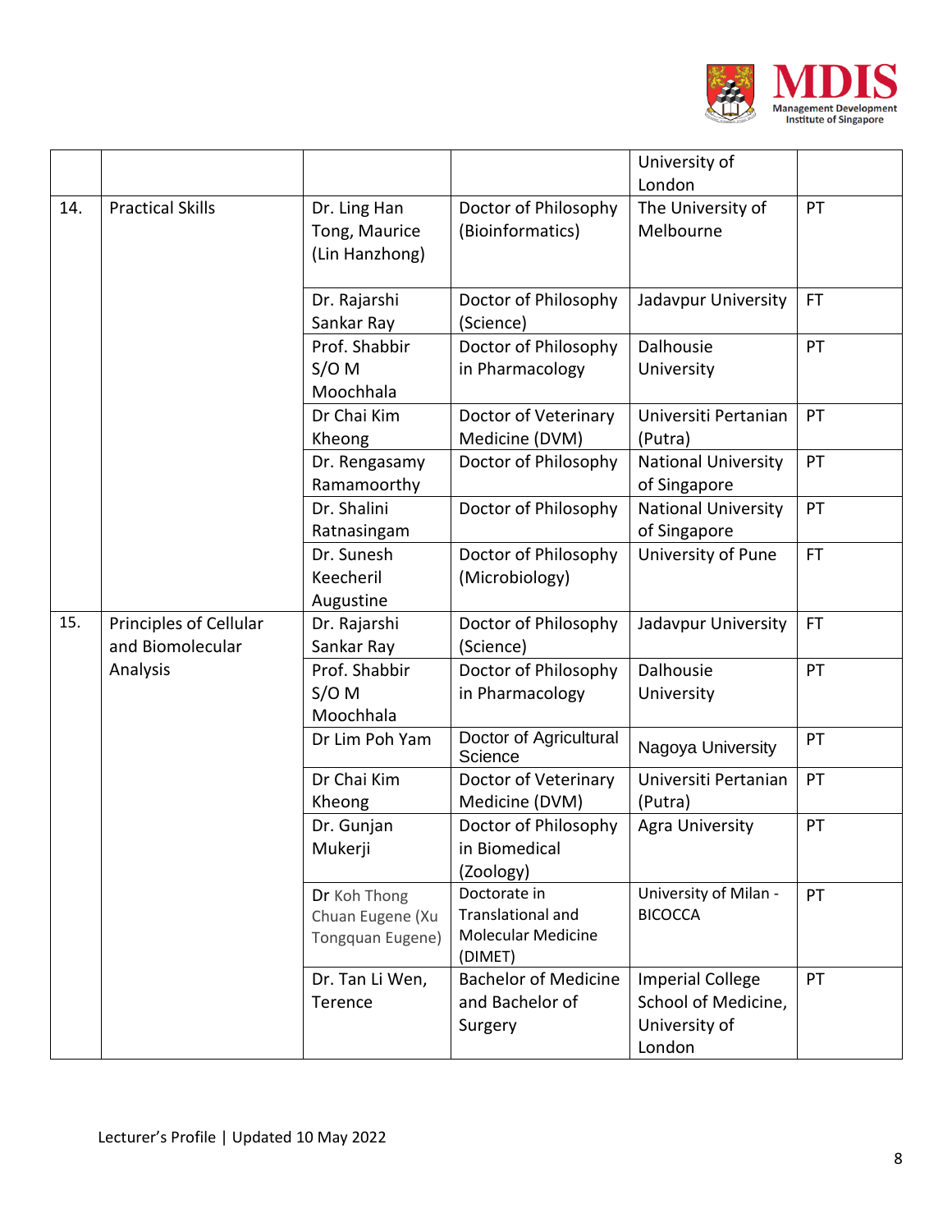| | | | | | |
|---|---|---|---|---|---|
| | | | | University of London | |
| 14. | Practical Skills | Dr. Ling Han Tong, Maurice (Lin Hanzhong) | Doctor of Philosophy (Bioinformatics) | The University of Melbourne | PT |
| | | Dr. Rajarshi Sankar Ray | Doctor of Philosophy (Science) | Jadavpur University | FT |
| | | Prof. Shabbir S/O M Moochhala | Doctor of Philosophy in Pharmacology | Dalhousie University | PT |
| | | Dr Chai Kim Kheong | Doctor of Veterinary Medicine (DVM) | Universiti Pertanian (Putra) | PT |
| | | Dr. Rengasamy Ramamoorthy | Doctor of Philosophy | National University of Singapore | PT |
| | | Dr. Shalini Ratnasingam | Doctor of Philosophy | National University of Singapore | PT |
| | | Dr. Sunesh Keecheril Augustine | Doctor of Philosophy (Microbiology) | University of Pune | FT |
| 15. | Principles of Cellular and Biomolecular Analysis | Dr. Rajarshi Sankar Ray | Doctor of Philosophy (Science) | Jadavpur University | FT |
| | | Prof. Shabbir S/O M Moochhala | Doctor of Philosophy in Pharmacology | Dalhousie University | PT |
| | | Dr Lim Poh Yam | Doctor of Agricultural Science | Nagoya University | PT |
| | | Dr Chai Kim Kheong | Doctor of Veterinary Medicine (DVM) | Universiti Pertanian (Putra) | PT |
| | | Dr. Gunjan Mukerji | Doctor of Philosophy in Biomedical (Zoology) | Agra University | PT |
| | | Dr Koh Thong Chuan Eugene (Xu Tongquan Eugene) | Doctorate in Translational and Molecular Medicine (DIMET) | University of Milan - BICOCCA | PT |
| | | Dr. Tan Li Wen, Terence | Bachelor of Medicine and Bachelor of Surgery | Imperial College School of Medicine, University of London | PT |

Lecturer's Profile | Updated 10 May 2022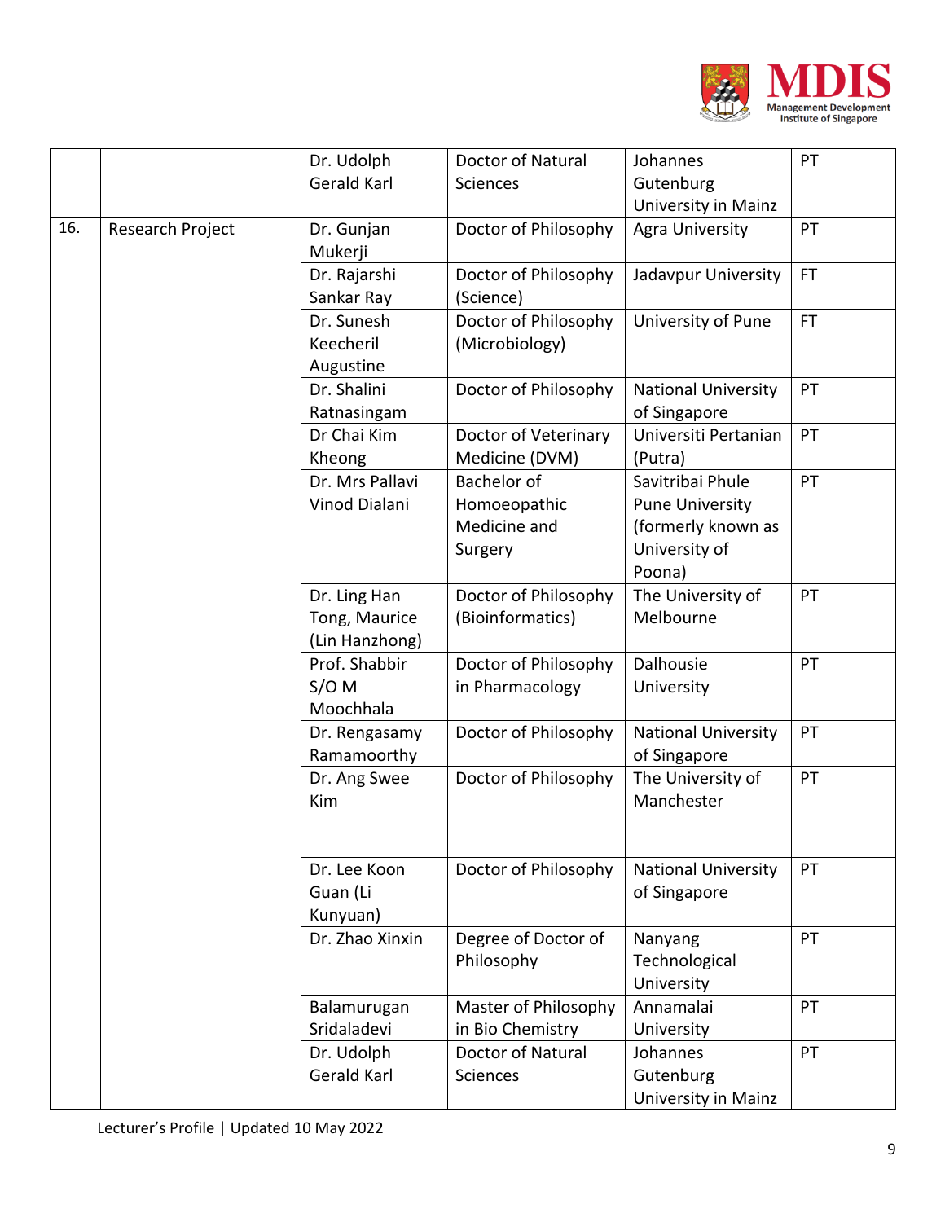| | | | | | |
|---|---|---|---|---|---|
| | | Dr. Udolph Gerald Karl | Doctor of Natural Sciences | Johannes Gutenburg University in Mainz | PT |
| 16. | Research Project | Dr. Gunjan Mukerji | Doctor of Philosophy | Agra University | PT |
| | | Dr. Rajarshi Sankar Ray | Doctor of Philosophy (Science) | Jadavpur University | FT |
| | | Dr. Sunesh Keecheril Augustine | Doctor of Philosophy (Microbiology) | University of Pune | FT |
| | | Dr. Shalini Ratnasingam | Doctor of Philosophy | National University of Singapore | PT |
| | | Dr Chai Kim Kheong | Doctor of Veterinary Medicine (DVM) | Universiti Pertanian (Putra) | PT |
| | | Dr. Mrs Pallavi Vinod Dialani | Bachelor of Homoeopathic Medicine and Surgery | Savitribai Phule Pune University (formerly known as University of Poona) | PT |
| | | Dr. Ling Han Tong, Maurice (Lin Hanzhong) | Doctor of Philosophy (Bioinformatics) | The University of Melbourne | PT |
| | | Prof. Shabbir S/O M Moochhala | Doctor of Philosophy in Pharmacology | Dalhousie University | PT |
| | | Dr. Rengasamy Ramamoorthy | Doctor of Philosophy | National University of Singapore | PT |
| | | Dr. Ang Swee Kim | Doctor of Philosophy | The University of Manchester | PT |
| | | Dr. Lee Koon Guan (Li Kunyuan) | Doctor of Philosophy | National University of Singapore | PT |
| | | Dr. Zhao Xinxin | Degree of Doctor of Philosophy | Nanyang Technological University | PT |
| | | Balamurugan Sridaladevi | Master of Philosophy in Bio Chemistry | Annamalai University | PT |
| | | Dr. Udolph Gerald Karl | Doctor of Natural Sciences | Johannes Gutenburg University in Mainz | PT |

Lecturer's Profile | Updated 10 May 2022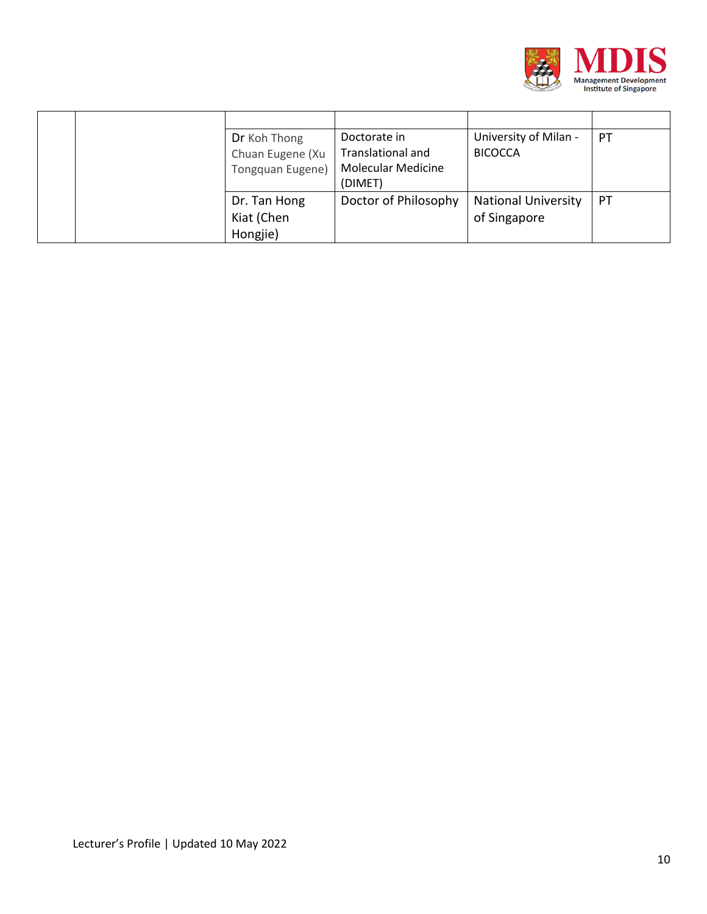| | | | | | |
|---|---|---|---|---|---|
| | | | | | |
| | | Dr Koh Thong Chuan Eugene (Xu Tongquan Eugene) | Doctorate in Translational and Molecular Medicine (DIMET) | University of Milan - BICOCCA | PT |
| | | Dr. Tan Hong Kiat (Chen Hongjie) | Doctor of Philosophy | National University of Singapore | PT |

Lecturer's Profile | Updated 10 May 2022